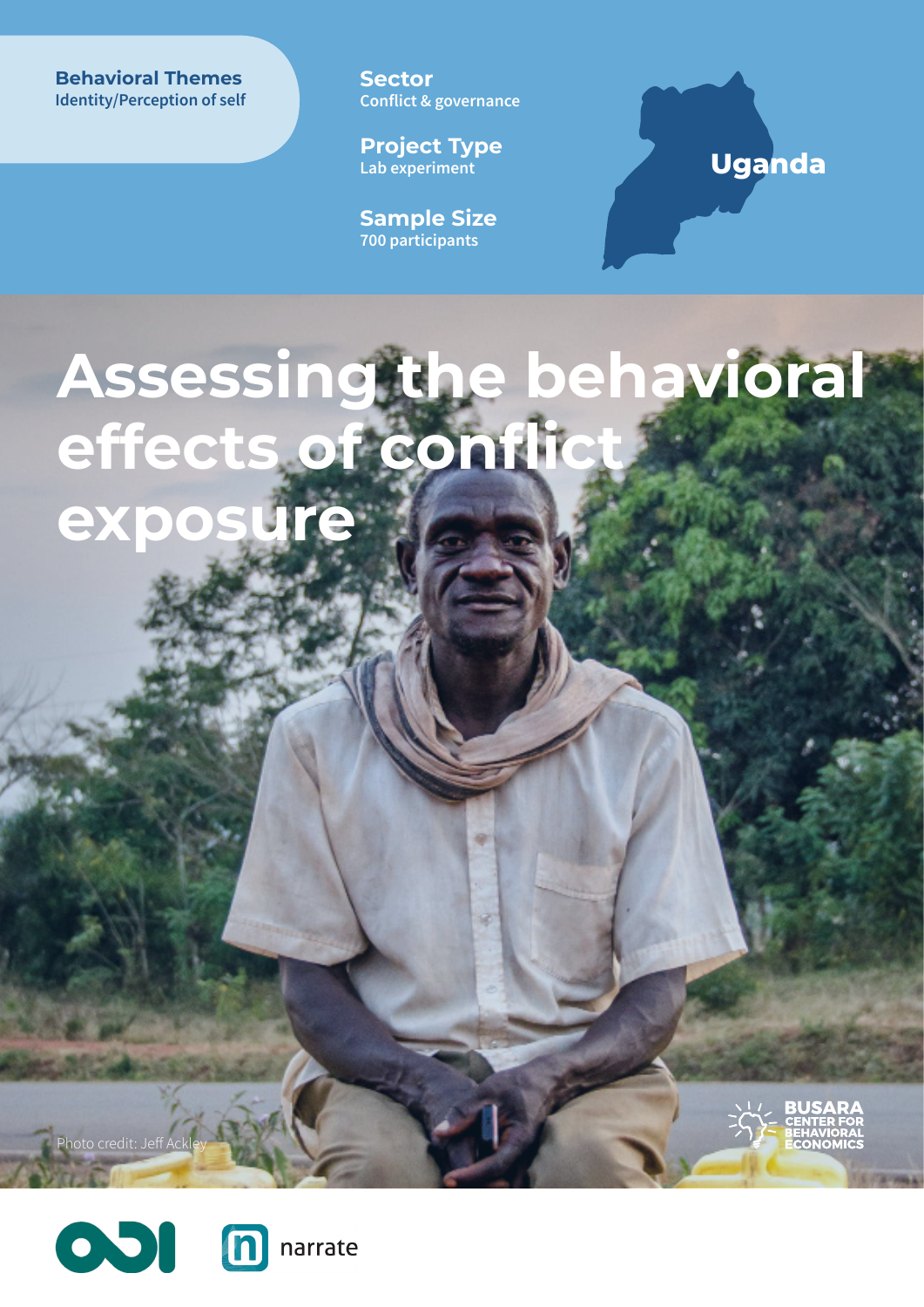**Behavioral Themes**
Identity/Perception of self

**Sector**
Conflict & governance

**Project Type**
Lab experiment

**Sample Size**
700 participants

Uganda

# Assessing the behavioral effects of conflict exposure

Photo credit: Jeff Ackley

BUSARA CENTER FOR BEHAVIORAL ECONOMICS

ODI

narrate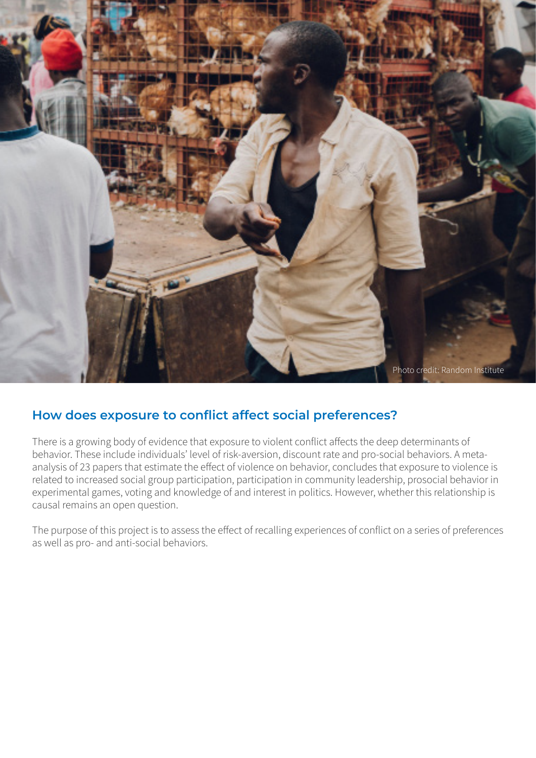Photo credit: Random Institute

## How does exposure to conflict affect social preferences?

There is a growing body of evidence that exposure to violent conflict affects the deep determinants of behavior. These include individuals' level of risk-aversion, discount rate and pro-social behaviors. A meta-analysis of 23 papers that estimate the effect of violence on behavior, concludes that exposure to violence is related to increased social group participation, participation in community leadership, prosocial behavior in experimental games, voting and knowledge of and interest in politics. However, whether this relationship is causal remains an open question.

The purpose of this project is to assess the effect of recalling experiences of conflict on a series of preferences as well as pro- and anti-social behaviors.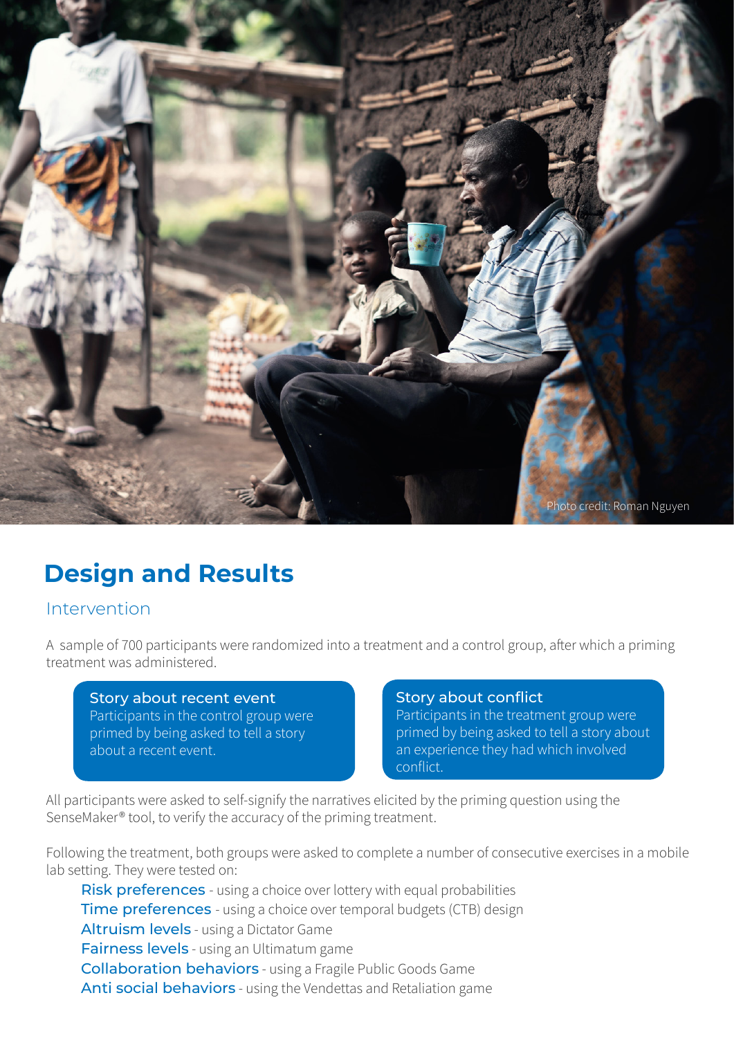Photo credit: Roman Nguyen

## Design and Results

### Intervention

A sample of 700 participants were randomized into a treatment and a control group, after which a priming treatment was administered.

**Story about recent event**
Participants in the control group were primed by being asked to tell a story about a recent event.

**Story about conflict**
Participants in the treatment group were primed by being asked to tell a story about an experience they had which involved conflict.

All participants were asked to self-signify the narratives elicited by the priming question using the SenseMaker® tool, to verify the accuracy of the priming treatment.

Following the treatment, both groups were asked to complete a number of consecutive exercises in a mobile lab setting. They were tested on:

- **Risk preferences** - using a choice over lottery with equal probabilities
- **Time preferences** - using a choice over temporal budgets (CTB) design
- **Altruism levels** - using a Dictator Game
- **Fairness levels** - using an Ultimatum game
- **Collaboration behaviors** - using a Fragile Public Goods Game
- **Anti social behaviors** - using the Vendettas and Retaliation game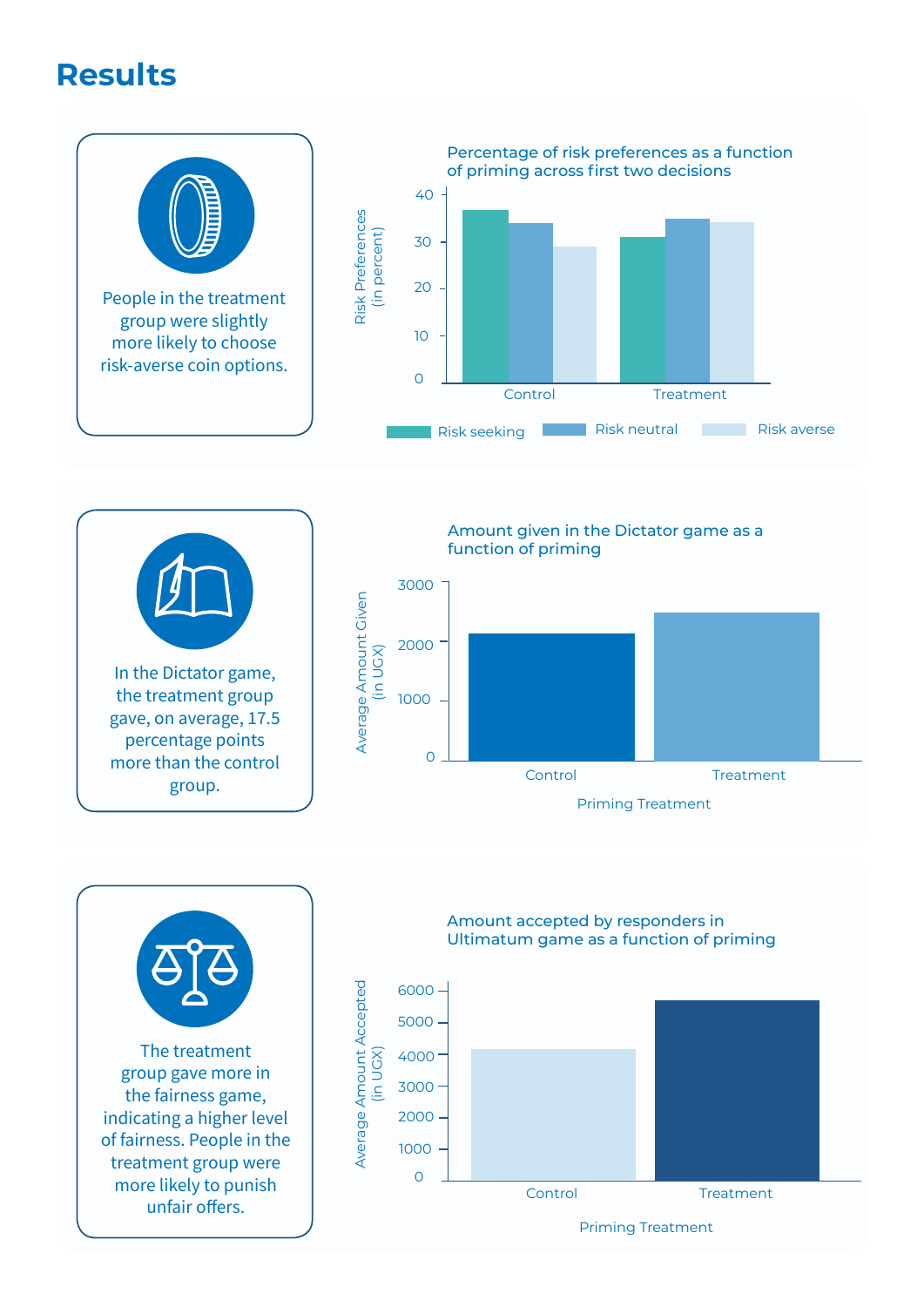# Results

People in the treatment group were slightly more likely to choose risk-averse coin options.

**Percentage of risk preferences as a function of priming across first two decisions**

Risk Preferences (in percent)

Risk seeking | Risk neutral | Risk averse

Control | Treatment

In the Dictator game, the treatment group gave, on average, 17.5 percentage points more than the control group.

**Amount given in the Dictator game as a function of priming**

Average Amount Given (in UGX)

Control | Treatment

Priming Treatment

The treatment group gave more in the fairness game, indicating a higher level of fairness. People in the treatment group were more likely to punish unfair offers.

**Amount accepted by responders in Ultimatum game as a function of priming**

Average Amount Accepted (in UGX)

Control | Treatment

Priming Treatment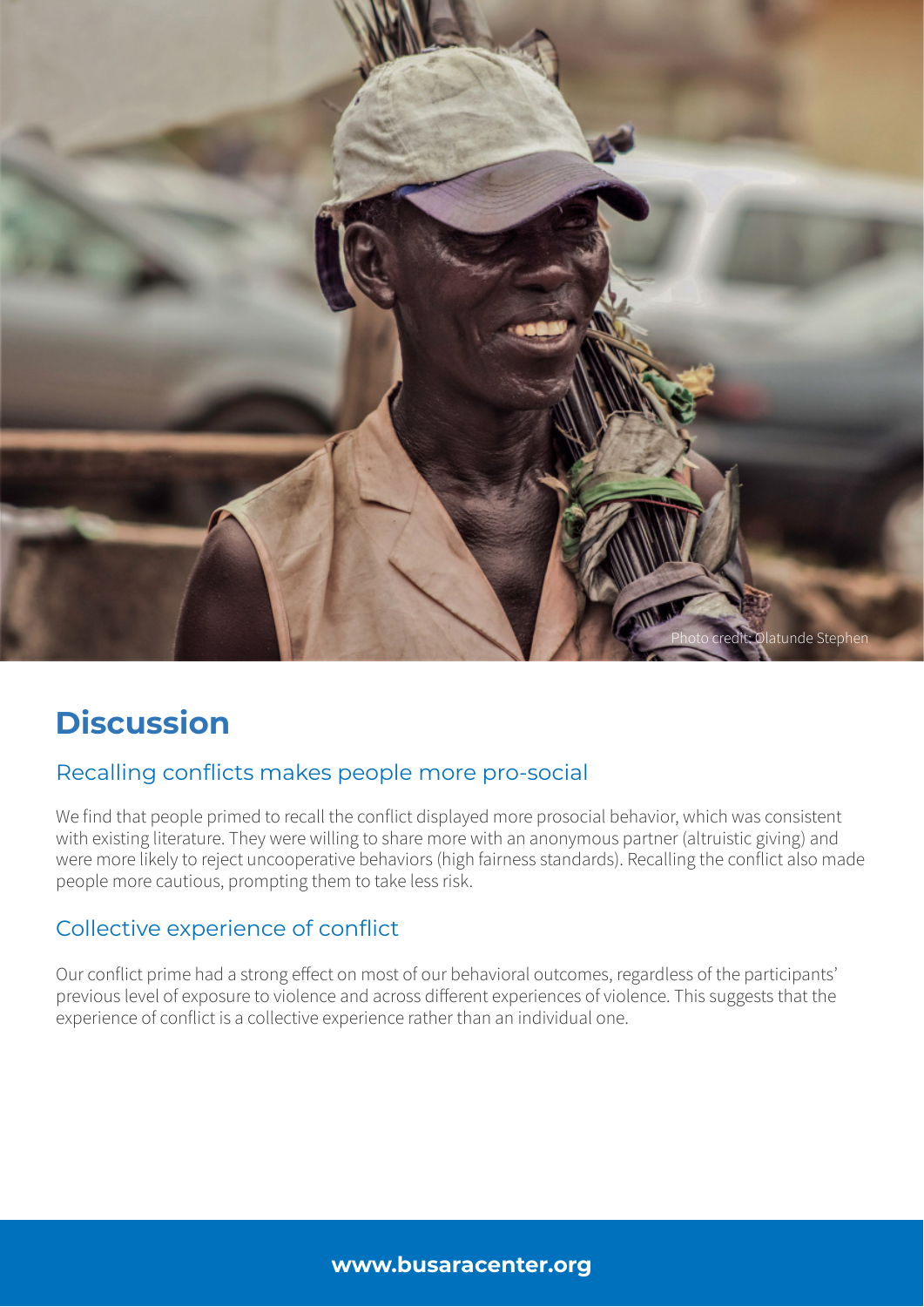Photo credit: Olatunde Stephen

# Discussion

## Recalling conflicts makes people more pro-social

We find that people primed to recall the conflict displayed more prosocial behavior, which was consistent with existing literature. They were willing to share more with an anonymous partner (altruistic giving) and were more likely to reject uncooperative behaviors (high fairness standards). Recalling the conflict also made people more cautious, prompting them to take less risk.

## Collective experience of conflict

Our conflict prime had a strong effect on most of our behavioral outcomes, regardless of the participants' previous level of exposure to violence and across different experiences of violence. This suggests that the experience of conflict is a collective experience rather than an individual one.

**www.busaracenter.org**